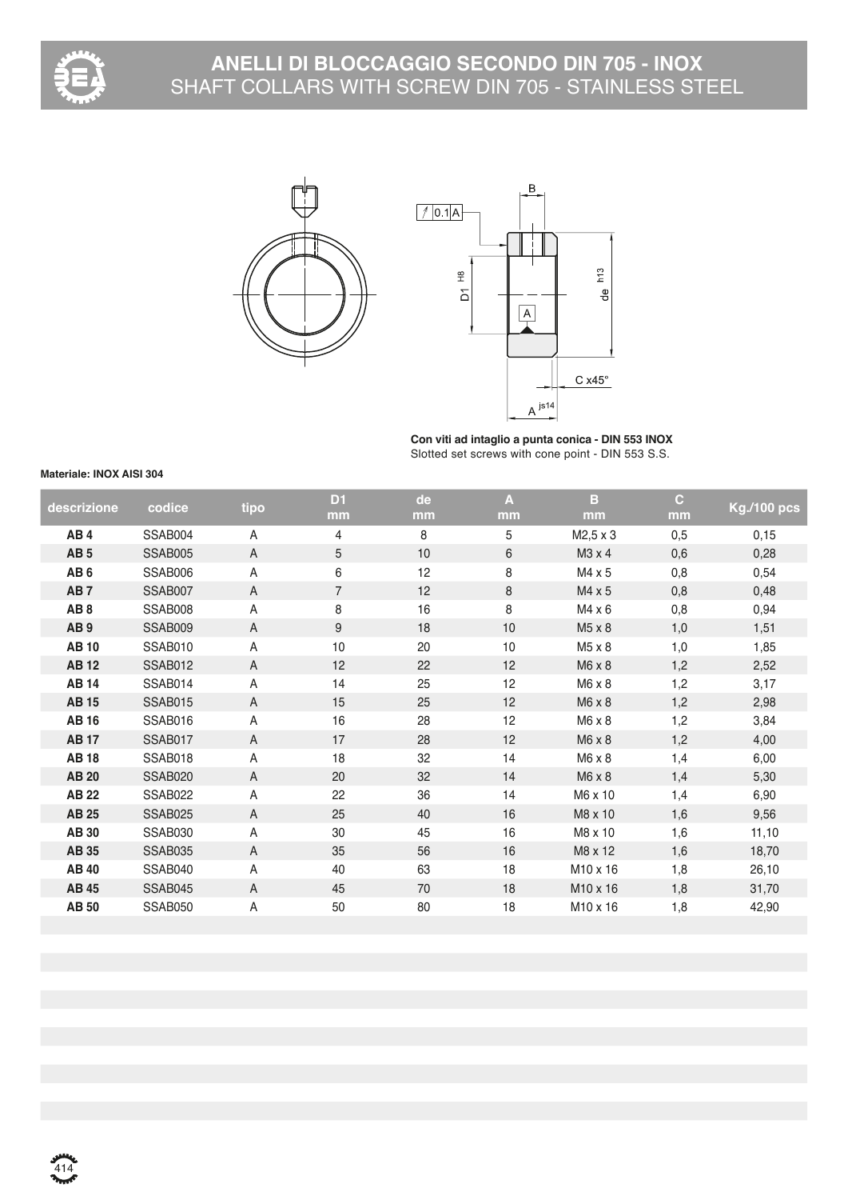# ANELLI DI BLOCCAGGIO SECONDO DIN 705 - INOX

## SHAFT COLLARS WITH SCREW DIN 705 - STAINLESS STEEL

**Con viti ad intaglio a punta conica - DIN 553 INOX**
Slotted set screws with cone point - DIN 553 S.S.

**Materiale: INOX AISI 304**

| descrizione | codice | tipo | D1 mm | de mm | A mm | B mm | C mm | Kg./100 pcs |
|---|---|---|---|---|---|---|---|---|
| **AB 4** | SSAB004 | A | 4 | 8 | 5 | M2,5 x 3 | 0,5 | 0,15 |
| **AB 5** | SSAB005 | A | 5 | 10 | 6 | M3 x 4 | 0,6 | 0,28 |
| **AB 6** | SSAB006 | A | 6 | 12 | 8 | M4 x 5 | 0,8 | 0,54 |
| **AB 7** | SSAB007 | A | 7 | 12 | 8 | M4 x 5 | 0,8 | 0,48 |
| **AB 8** | SSAB008 | A | 8 | 16 | 8 | M4 x 6 | 0,8 | 0,94 |
| **AB 9** | SSAB009 | A | 9 | 18 | 10 | M5 x 8 | 1,0 | 1,51 |
| **AB 10** | SSAB010 | A | 10 | 20 | 10 | M5 x 8 | 1,0 | 1,85 |
| **AB 12** | SSAB012 | A | 12 | 22 | 12 | M6 x 8 | 1,2 | 2,52 |
| **AB 14** | SSAB014 | A | 14 | 25 | 12 | M6 x 8 | 1,2 | 3,17 |
| **AB 15** | SSAB015 | A | 15 | 25 | 12 | M6 x 8 | 1,2 | 2,98 |
| **AB 16** | SSAB016 | A | 16 | 28 | 12 | M6 x 8 | 1,2 | 3,84 |
| **AB 17** | SSAB017 | A | 17 | 28 | 12 | M6 x 8 | 1,2 | 4,00 |
| **AB 18** | SSAB018 | A | 18 | 32 | 14 | M6 x 8 | 1,4 | 6,00 |
| **AB 20** | SSAB020 | A | 20 | 32 | 14 | M6 x 8 | 1,4 | 5,30 |
| **AB 22** | SSAB022 | A | 22 | 36 | 14 | M6 x 10 | 1,4 | 6,90 |
| **AB 25** | SSAB025 | A | 25 | 40 | 16 | M8 x 10 | 1,6 | 9,56 |
| **AB 30** | SSAB030 | A | 30 | 45 | 16 | M8 x 10 | 1,6 | 11,10 |
| **AB 35** | SSAB035 | A | 35 | 56 | 16 | M8 x 12 | 1,6 | 18,70 |
| **AB 40** | SSAB040 | A | 40 | 63 | 18 | M10 x 16 | 1,8 | 26,10 |
| **AB 45** | SSAB045 | A | 45 | 70 | 18 | M10 x 16 | 1,8 | 31,70 |
| **AB 50** | SSAB050 | A | 50 | 80 | 18 | M10 x 16 | 1,8 | 42,90 |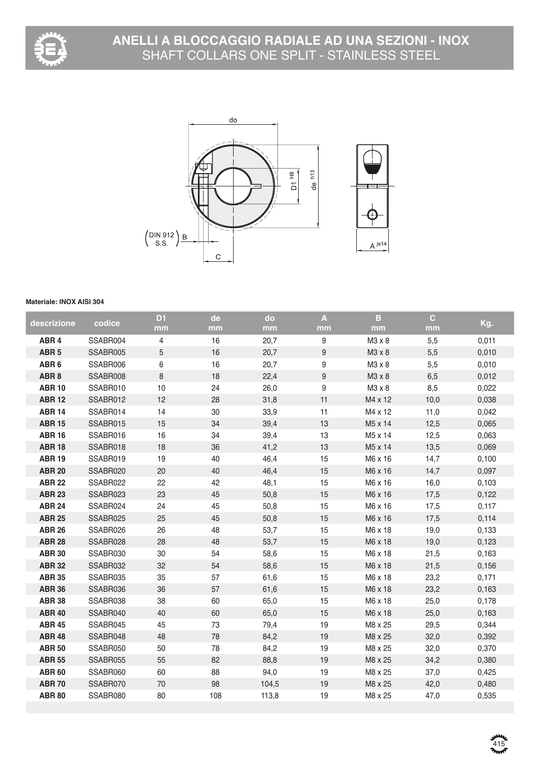# ANELLI A BLOCCAGGIO RADIALE AD UNA SEZIONI - INOX
## SHAFT COLLARS ONE SPLIT - STAINLESS STEEL

**Materiale: INOX AISI 304**

| descrizione | codice | D1 mm | de mm | do mm | A mm | B mm | C mm | Kg. |
|---|---|---|---|---|---|---|---|---|
| **ABR 4** | SSABR004 | 4 | 16 | 20,7 | 9 | M3 x 8 | 5,5 | 0,011 |
| **ABR 5** | SSABR005 | 5 | 16 | 20,7 | 9 | M3 x 8 | 5,5 | 0,010 |
| **ABR 6** | SSABR006 | 6 | 16 | 20,7 | 9 | M3 x 8 | 5,5 | 0,010 |
| **ABR 8** | SSABR008 | 8 | 18 | 22,4 | 9 | M3 x 8 | 6,5 | 0,012 |
| **ABR 10** | SSABR010 | 10 | 24 | 26,0 | 9 | M3 x 8 | 8,5 | 0,022 |
| **ABR 12** | SSABR012 | 12 | 28 | 31,8 | 11 | M4 x 12 | 10,0 | 0,038 |
| **ABR 14** | SSABR014 | 14 | 30 | 33,9 | 11 | M4 x 12 | 11,0 | 0,042 |
| **ABR 15** | SSABR015 | 15 | 34 | 39,4 | 13 | M5 x 14 | 12,5 | 0,065 |
| **ABR 16** | SSABR016 | 16 | 34 | 39,4 | 13 | M5 x 14 | 12,5 | 0,063 |
| **ABR 18** | SSABR018 | 18 | 36 | 41,2 | 13 | M5 x 14 | 13,5 | 0,069 |
| **ABR 19** | SSABR019 | 19 | 40 | 46,4 | 15 | M6 x 16 | 14,7 | 0,100 |
| **ABR 20** | SSABR020 | 20 | 40 | 46,4 | 15 | M6 x 16 | 14,7 | 0,097 |
| **ABR 22** | SSABR022 | 22 | 42 | 48,1 | 15 | M6 x 16 | 16,0 | 0,103 |
| **ABR 23** | SSABR023 | 23 | 45 | 50,8 | 15 | M6 x 16 | 17,5 | 0,122 |
| **ABR 24** | SSABR024 | 24 | 45 | 50,8 | 15 | M6 x 16 | 17,5 | 0,117 |
| **ABR 25** | SSABR025 | 25 | 45 | 50,8 | 15 | M6 x 16 | 17,5 | 0,114 |
| **ABR 26** | SSABR026 | 26 | 48 | 53,7 | 15 | M6 x 18 | 19,0 | 0,133 |
| **ABR 28** | SSABR028 | 28 | 48 | 53,7 | 15 | M6 x 18 | 19,0 | 0,123 |
| **ABR 30** | SSABR030 | 30 | 54 | 58,6 | 15 | M6 x 18 | 21,5 | 0,163 |
| **ABR 32** | SSABR032 | 32 | 54 | 58,6 | 15 | M6 x 18 | 21,5 | 0,156 |
| **ABR 35** | SSABR035 | 35 | 57 | 61,6 | 15 | M6 x 18 | 23,2 | 0,171 |
| **ABR 36** | SSABR036 | 36 | 57 | 61,6 | 15 | M6 x 18 | 23,2 | 0,163 |
| **ABR 38** | SSABR038 | 38 | 60 | 65,0 | 15 | M6 x 18 | 25,0 | 0,178 |
| **ABR 40** | SSABR040 | 40 | 60 | 65,0 | 15 | M6 x 18 | 25,0 | 0,163 |
| **ABR 45** | SSABR045 | 45 | 73 | 79,4 | 19 | M8 x 25 | 29,5 | 0,344 |
| **ABR 48** | SSABR048 | 48 | 78 | 84,2 | 19 | M8 x 25 | 32,0 | 0,392 |
| **ABR 50** | SSABR050 | 50 | 78 | 84,2 | 19 | M8 x 25 | 32,0 | 0,370 |
| **ABR 55** | SSABR055 | 55 | 82 | 88,8 | 19 | M8 x 25 | 34,2 | 0,380 |
| **ABR 60** | SSABR060 | 60 | 88 | 94,0 | 19 | M8 x 25 | 37,0 | 0,425 |
| **ABR 70** | SSABR070 | 70 | 98 | 104,5 | 19 | M8 x 25 | 42,0 | 0,480 |
| **ABR 80** | SSABR080 | 80 | 108 | 113,8 | 19 | M8 x 25 | 47,0 | 0,535 |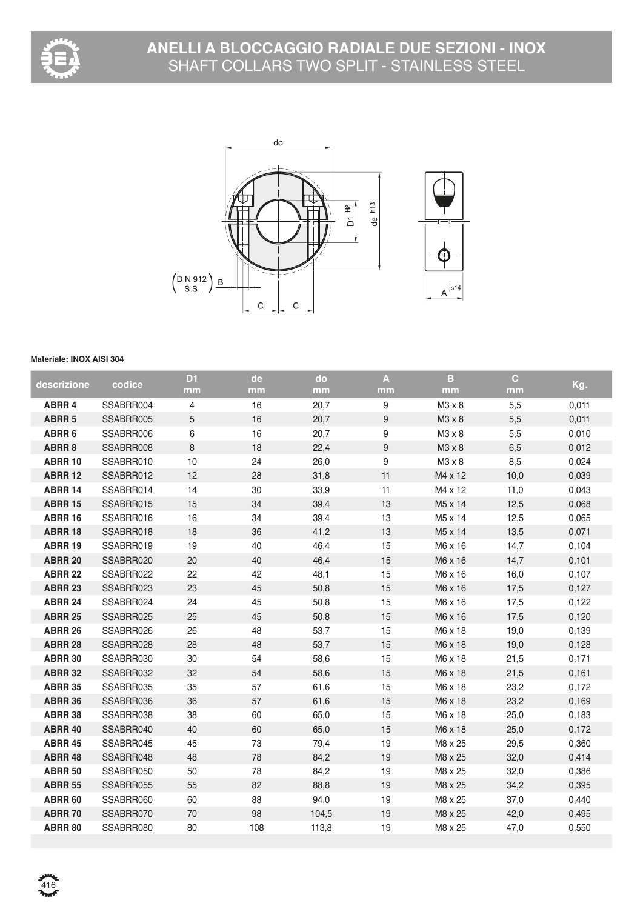# ANELLI A BLOCCAGGIO RADIALE DUE SEZIONI - INOX

## SHAFT COLLARS TWO SPLIT - STAINLESS STEEL

do

D1 H8

de h13

(DIN 912 S.S.) B

C C

A js14

**Materiale: INOX AISI 304**

| descrizione | codice | D1 mm | de mm | do mm | A mm | B mm | C mm | Kg. |
|---|---|---|---|---|---|---|---|---|
| **ABRR 4** | SSABRR004 | 4 | 16 | 20,7 | 9 | M3 x 8 | 5,5 | 0,011 |
| **ABRR 5** | SSABRR005 | 5 | 16 | 20,7 | 9 | M3 x 8 | 5,5 | 0,011 |
| **ABRR 6** | SSABRR006 | 6 | 16 | 20,7 | 9 | M3 x 8 | 5,5 | 0,010 |
| **ABRR 8** | SSABRR008 | 8 | 18 | 22,4 | 9 | M3 x 8 | 6,5 | 0,012 |
| **ABRR 10** | SSABRR010 | 10 | 24 | 26,0 | 9 | M3 x 8 | 8,5 | 0,024 |
| **ABRR 12** | SSABRR012 | 12 | 28 | 31,8 | 11 | M4 x 12 | 10,0 | 0,039 |
| **ABRR 14** | SSABRR014 | 14 | 30 | 33,9 | 11 | M4 x 12 | 11,0 | 0,043 |
| **ABRR 15** | SSABRR015 | 15 | 34 | 39,4 | 13 | M5 x 14 | 12,5 | 0,068 |
| **ABRR 16** | SSABRR016 | 16 | 34 | 39,4 | 13 | M5 x 14 | 12,5 | 0,065 |
| **ABRR 18** | SSABRR018 | 18 | 36 | 41,2 | 13 | M5 x 14 | 13,5 | 0,071 |
| **ABRR 19** | SSABRR019 | 19 | 40 | 46,4 | 15 | M6 x 16 | 14,7 | 0,104 |
| **ABRR 20** | SSABRR020 | 20 | 40 | 46,4 | 15 | M6 x 16 | 14,7 | 0,101 |
| **ABRR 22** | SSABRR022 | 22 | 42 | 48,1 | 15 | M6 x 16 | 16,0 | 0,107 |
| **ABRR 23** | SSABRR023 | 23 | 45 | 50,8 | 15 | M6 x 16 | 17,5 | 0,127 |
| **ABRR 24** | SSABRR024 | 24 | 45 | 50,8 | 15 | M6 x 16 | 17,5 | 0,122 |
| **ABRR 25** | SSABRR025 | 25 | 45 | 50,8 | 15 | M6 x 16 | 17,5 | 0,120 |
| **ABRR 26** | SSABRR026 | 26 | 48 | 53,7 | 15 | M6 x 18 | 19,0 | 0,139 |
| **ABRR 28** | SSABRR028 | 28 | 48 | 53,7 | 15 | M6 x 18 | 19,0 | 0,128 |
| **ABRR 30** | SSABRR030 | 30 | 54 | 58,6 | 15 | M6 x 18 | 21,5 | 0,171 |
| **ABRR 32** | SSABRR032 | 32 | 54 | 58,6 | 15 | M6 x 18 | 21,5 | 0,161 |
| **ABRR 35** | SSABRR035 | 35 | 57 | 61,6 | 15 | M6 x 18 | 23,2 | 0,172 |
| **ABRR 36** | SSABRR036 | 36 | 57 | 61,6 | 15 | M6 x 18 | 23,2 | 0,169 |
| **ABRR 38** | SSABRR038 | 38 | 60 | 65,0 | 15 | M6 x 18 | 25,0 | 0,183 |
| **ABRR 40** | SSABRR040 | 40 | 60 | 65,0 | 15 | M6 x 18 | 25,0 | 0,172 |
| **ABRR 45** | SSABRR045 | 45 | 73 | 79,4 | 19 | M8 x 25 | 29,5 | 0,360 |
| **ABRR 48** | SSABRR048 | 48 | 78 | 84,2 | 19 | M8 x 25 | 32,0 | 0,414 |
| **ABRR 50** | SSABRR050 | 50 | 78 | 84,2 | 19 | M8 x 25 | 32,0 | 0,386 |
| **ABRR 55** | SSABRR055 | 55 | 82 | 88,8 | 19 | M8 x 25 | 34,2 | 0,395 |
| **ABRR 60** | SSABRR060 | 60 | 88 | 94,0 | 19 | M8 x 25 | 37,0 | 0,440 |
| **ABRR 70** | SSABRR070 | 70 | 98 | 104,5 | 19 | M8 x 25 | 42,0 | 0,495 |
| **ABRR 80** | SSABRR080 | 80 | 108 | 113,8 | 19 | M8 x 25 | 47,0 | 0,550 |